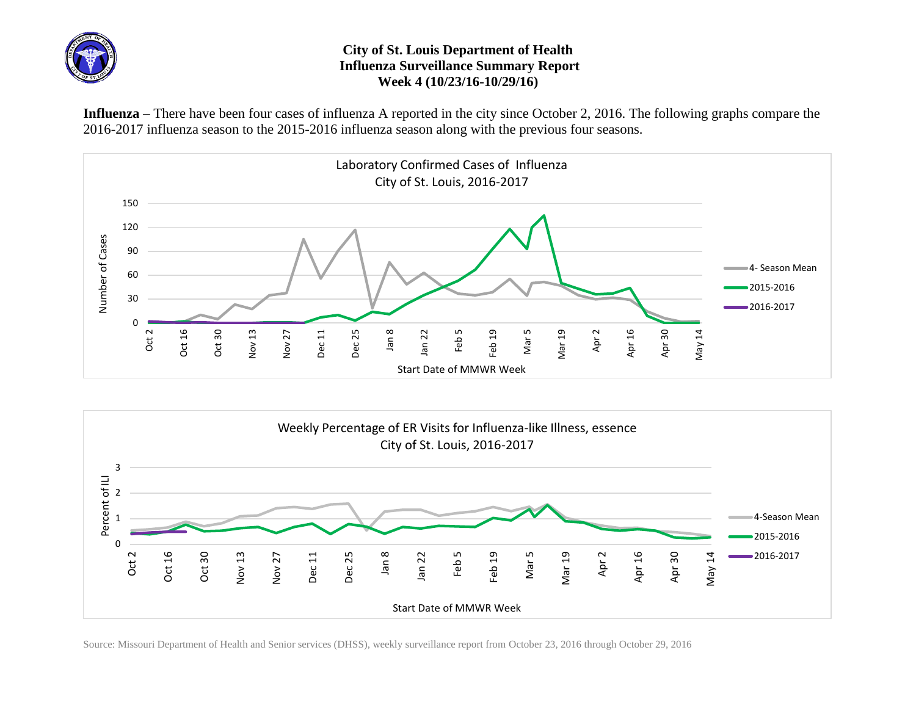# City of St. Louis Department of Health
## Influenza Surveillance Summary Report
### Week 4 (10/23/16-10/29/16)

**Influenza** – There have been four cases of influenza A reported in the city since October 2, 2016. The following graphs compare the 2016-2017 influenza season to the 2015-2016 influenza season along with the previous four seasons.

Laboratory Confirmed Cases of Influenza
City of St. Louis, 2016-2017

Weekly Percentage of ER Visits for Influenza-like Illness, essence
City of St. Louis, 2016-2017

Source: Missouri Department of Health and Senior services (DHSS), weekly surveillance report from October 23, 2016 through October 29, 2016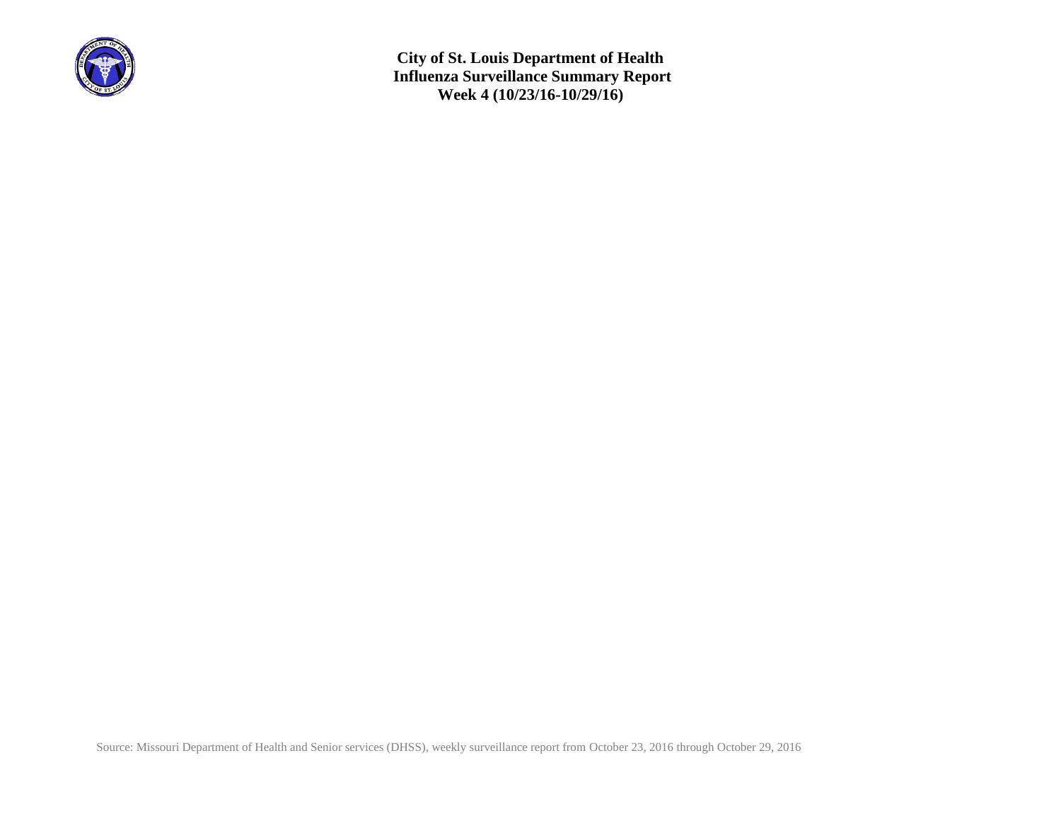**City of St. Louis Department of Health**
**Influenza Surveillance Summary Report**
**Week 4 (10/23/16-10/29/16)**

Source: Missouri Department of Health and Senior services (DHSS), weekly surveillance report from October 23, 2016 through October 29, 2016